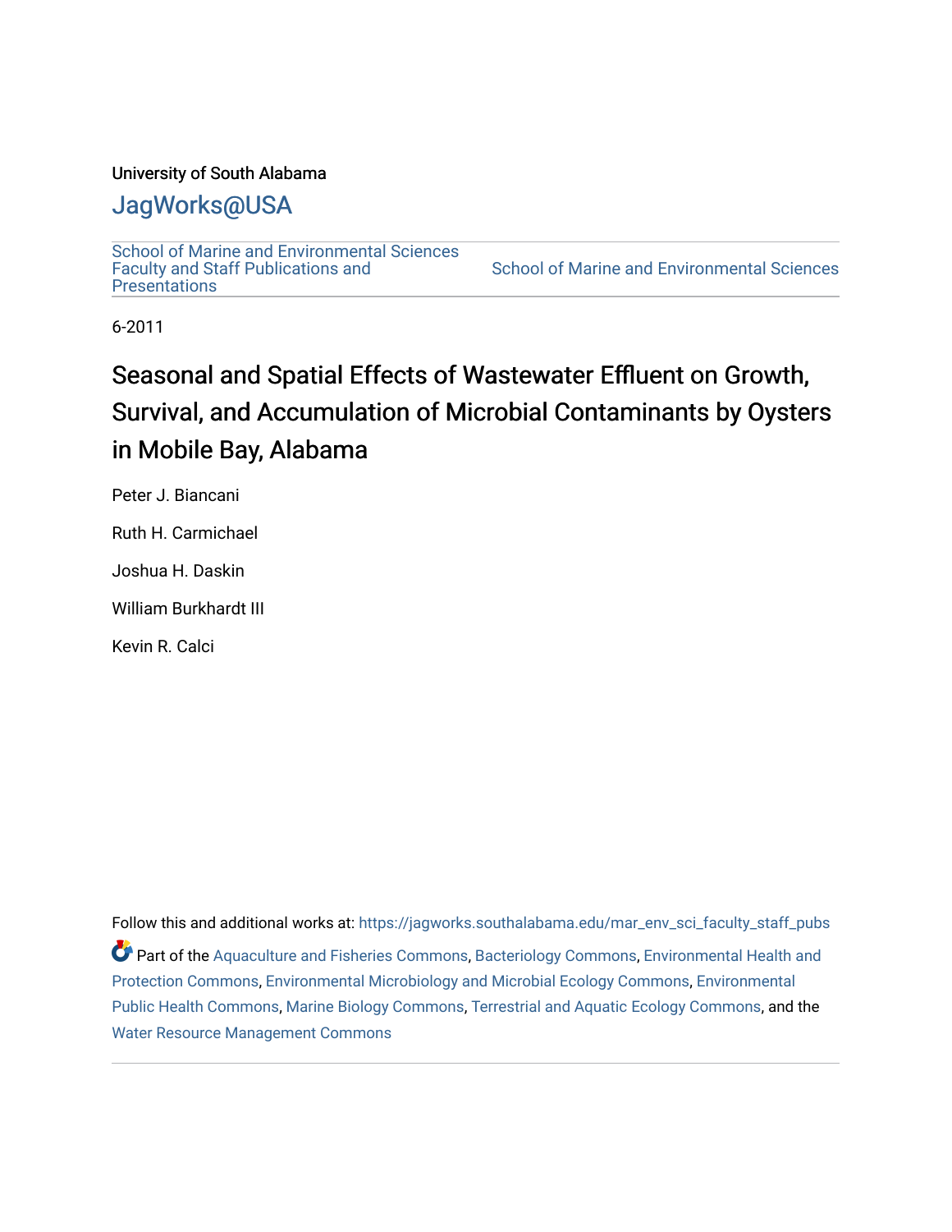University of South Alabama

## JagWorks@USA

School of Marine and Environmental Sciences Faculty and Staff Publications and Presentations

School of Marine and Environmental Sciences

6-2011

# Seasonal and Spatial Effects of Wastewater Effluent on Growth, Survival, and Accumulation of Microbial Contaminants by Oysters in Mobile Bay, Alabama

Peter J. Biancani

Ruth H. Carmichael

Joshua H. Daskin

William Burkhardt III

Kevin R. Calci

Follow this and additional works at: https://jagworks.southalabama.edu/mar_env_sci_faculty_staff_pubs

Part of the Aquaculture and Fisheries Commons, Bacteriology Commons, Environmental Health and Protection Commons, Environmental Microbiology and Microbial Ecology Commons, Environmental Public Health Commons, Marine Biology Commons, Terrestrial and Aquatic Ecology Commons, and the Water Resource Management Commons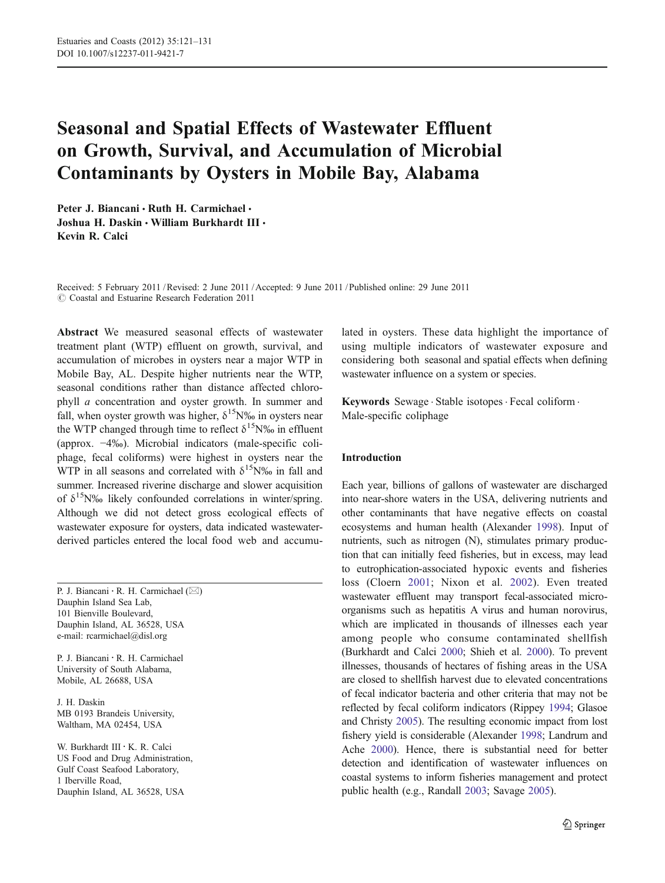# Seasonal and Spatial Effects of Wastewater Effluent on Growth, Survival, and Accumulation of Microbial Contaminants by Oysters in Mobile Bay, Alabama

**Peter J. Biancani · Ruth H. Carmichael · Joshua H. Daskin · William Burkhardt III · Kevin R. Calci**

Received: 5 February 2011 / Revised: 2 June 2011 / Accepted: 9 June 2011 / Published online: 29 June 2011
© Coastal and Estuarine Research Federation 2011

**Abstract** We measured seasonal effects of wastewater treatment plant (WTP) effluent on growth, survival, and accumulation of microbes in oysters near a major WTP in Mobile Bay, AL. Despite higher nutrients near the WTP, seasonal conditions rather than distance affected chlorophyll *a* concentration and oyster growth. In summer and fall, when oyster growth was higher, $\delta^{15}$N‰ in oysters near the WTP changed through time to reflect $\delta^{15}$N‰ in effluent (approx. −4‰). Microbial indicators (male-specific coliphage, fecal coliforms) were highest in oysters near the WTP in all seasons and correlated with $\delta^{15}$N‰ in fall and summer. Increased riverine discharge and slower acquisition of $\delta^{15}$N‰ likely confounded correlations in winter/spring. Although we did not detect gross ecological effects of wastewater exposure for oysters, data indicated wastewater-derived particles entered the local food web and accumulated in oysters. These data highlight the importance of using multiple indicators of wastewater exposure and considering both seasonal and spatial effects when defining wastewater influence on a system or species.

**Keywords** Sewage · Stable isotopes · Fecal coliform · Male-specific coliphage

P. J. Biancani · R. H. Carmichael (✉)
Dauphin Island Sea Lab,
101 Bienville Boulevard,
Dauphin Island, AL 36528, USA
e-mail: rcarmichael@disl.org

P. J. Biancani · R. H. Carmichael
University of South Alabama,
Mobile, AL 26688, USA

J. H. Daskin
MB 0193 Brandeis University,
Waltham, MA 02454, USA

W. Burkhardt III · K. R. Calci
US Food and Drug Administration,
Gulf Coast Seafood Laboratory,
1 Iberville Road,
Dauphin Island, AL 36528, USA

## Introduction

Each year, billions of gallons of wastewater are discharged into near-shore waters in the USA, delivering nutrients and other contaminants that have negative effects on coastal ecosystems and human health (Alexander 1998). Input of nutrients, such as nitrogen (N), stimulates primary production that can initially feed fisheries, but in excess, may lead to eutrophication-associated hypoxic events and fisheries loss (Cloern 2001; Nixon et al. 2002). Even treated wastewater effluent may transport fecal-associated microorganisms such as hepatitis A virus and human norovirus, which are implicated in thousands of illnesses each year among people who consume contaminated shellfish (Burkhardt and Calci 2000; Shieh et al. 2000). To prevent illnesses, thousands of hectares of fishing areas in the USA are closed to shellfish harvest due to elevated concentrations of fecal indicator bacteria and other criteria that may not be reflected by fecal coliform indicators (Rippey 1994; Glasoe and Christy 2005). The resulting economic impact from lost fishery yield is considerable (Alexander 1998; Landrum and Ache 2000). Hence, there is substantial need for better detection and identification of wastewater influences on coastal systems to inform fisheries management and protect public health (e.g., Randall 2003; Savage 2005).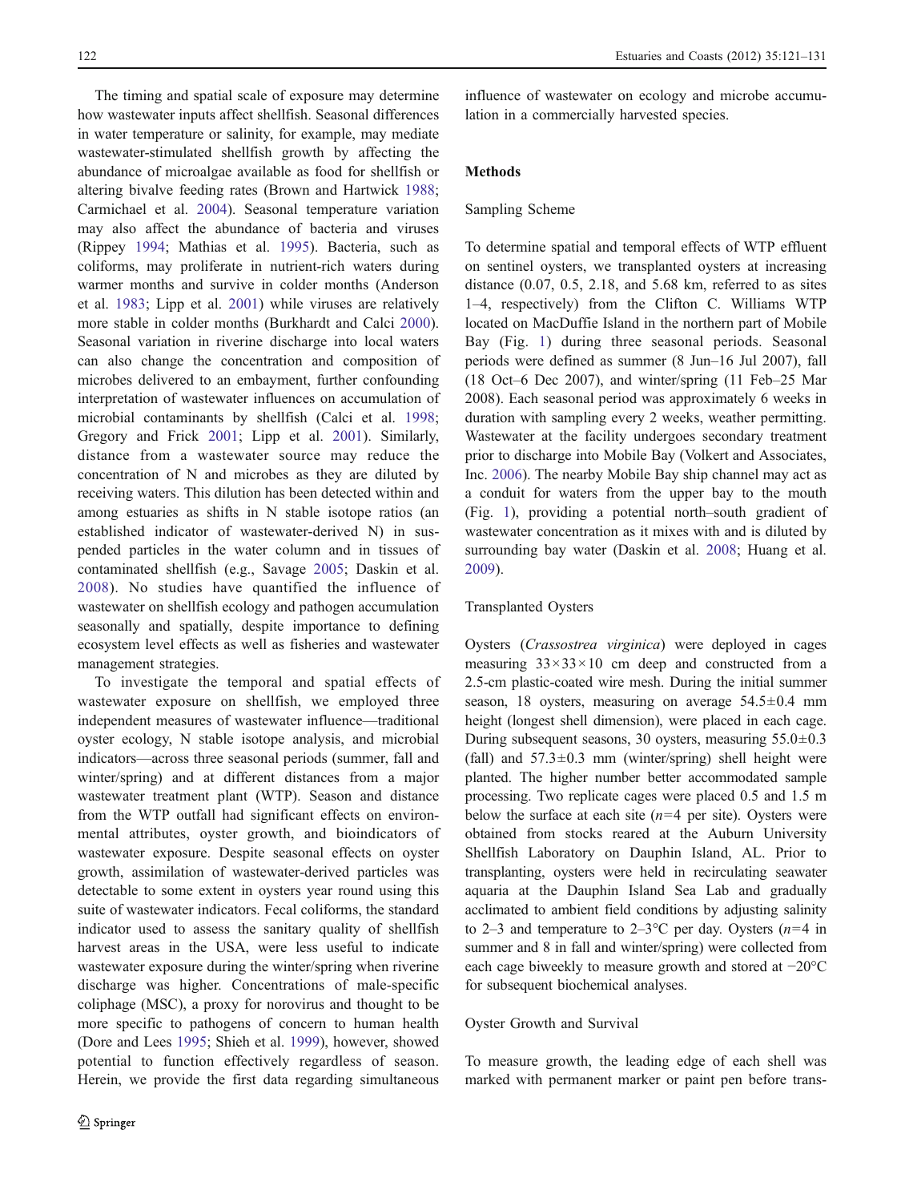The timing and spatial scale of exposure may determine how wastewater inputs affect shellfish. Seasonal differences in water temperature or salinity, for example, may mediate wastewater-stimulated shellfish growth by affecting the abundance of microalgae available as food for shellfish or altering bivalve feeding rates (Brown and Hartwick 1988; Carmichael et al. 2004). Seasonal temperature variation may also affect the abundance of bacteria and viruses (Rippey 1994; Mathias et al. 1995). Bacteria, such as coliforms, may proliferate in nutrient-rich waters during warmer months and survive in colder months (Anderson et al. 1983; Lipp et al. 2001) while viruses are relatively more stable in colder months (Burkhardt and Calci 2000). Seasonal variation in riverine discharge into local waters can also change the concentration and composition of microbes delivered to an embayment, further confounding interpretation of wastewater influences on accumulation of microbial contaminants by shellfish (Calci et al. 1998; Gregory and Frick 2001; Lipp et al. 2001). Similarly, distance from a wastewater source may reduce the concentration of N and microbes as they are diluted by receiving waters. This dilution has been detected within and among estuaries as shifts in N stable isotope ratios (an established indicator of wastewater-derived N) in suspended particles in the water column and in tissues of contaminated shellfish (e.g., Savage 2005; Daskin et al. 2008). No studies have quantified the influence of wastewater on shellfish ecology and pathogen accumulation seasonally and spatially, despite importance to defining ecosystem level effects as well as fisheries and wastewater management strategies.

To investigate the temporal and spatial effects of wastewater exposure on shellfish, we employed three independent measures of wastewater influence—traditional oyster ecology, N stable isotope analysis, and microbial indicators—across three seasonal periods (summer, fall and winter/spring) and at different distances from a major wastewater treatment plant (WTP). Season and distance from the WTP outfall had significant effects on environmental attributes, oyster growth, and bioindicators of wastewater exposure. Despite seasonal effects on oyster growth, assimilation of wastewater-derived particles was detectable to some extent in oysters year round using this suite of wastewater indicators. Fecal coliforms, the standard indicator used to assess the sanitary quality of shellfish harvest areas in the USA, were less useful to indicate wastewater exposure during the winter/spring when riverine discharge was higher. Concentrations of male-specific coliphage (MSC), a proxy for norovirus and thought to be more specific to pathogens of concern to human health (Dore and Lees 1995; Shieh et al. 1999), however, showed potential to function effectively regardless of season. Herein, we provide the first data regarding simultaneous influence of wastewater on ecology and microbe accumulation in a commercially harvested species.

## Methods

### Sampling Scheme

To determine spatial and temporal effects of WTP effluent on sentinel oysters, we transplanted oysters at increasing distance (0.07, 0.5, 2.18, and 5.68 km, referred to as sites 1–4, respectively) from the Clifton C. Williams WTP located on MacDuffie Island in the northern part of Mobile Bay (Fig. 1) during three seasonal periods. Seasonal periods were defined as summer (8 Jun–16 Jul 2007), fall (18 Oct–6 Dec 2007), and winter/spring (11 Feb–25 Mar 2008). Each seasonal period was approximately 6 weeks in duration with sampling every 2 weeks, weather permitting. Wastewater at the facility undergoes secondary treatment prior to discharge into Mobile Bay (Volkert and Associates, Inc. 2006). The nearby Mobile Bay ship channel may act as a conduit for waters from the upper bay to the mouth (Fig. 1), providing a potential north–south gradient of wastewater concentration as it mixes with and is diluted by surrounding bay water (Daskin et al. 2008; Huang et al. 2009).

### Transplanted Oysters

Oysters (*Crassostrea virginica*) were deployed in cages measuring $33 \times 33 \times 10$ cm deep and constructed from a 2.5-cm plastic-coated wire mesh. During the initial summer season, 18 oysters, measuring on average $54.5 \pm 0.4$ mm height (longest shell dimension), were placed in each cage. During subsequent seasons, 30 oysters, measuring $55.0 \pm 0.3$ (fall) and $57.3 \pm 0.3$ mm (winter/spring) shell height were planted. The higher number better accommodated sample processing. Two replicate cages were placed 0.5 and 1.5 m below the surface at each site ($n=4$ per site). Oysters were obtained from stocks reared at the Auburn University Shellfish Laboratory on Dauphin Island, AL. Prior to transplanting, oysters were held in recirculating seawater aquaria at the Dauphin Island Sea Lab and gradually acclimated to ambient field conditions by adjusting salinity to 2–3 and temperature to 2–3°C per day. Oysters ($n=4$ in summer and 8 in fall and winter/spring) were collected from each cage biweekly to measure growth and stored at −20°C for subsequent biochemical analyses.

### Oyster Growth and Survival

To measure growth, the leading edge of each shell was marked with permanent marker or paint pen before trans-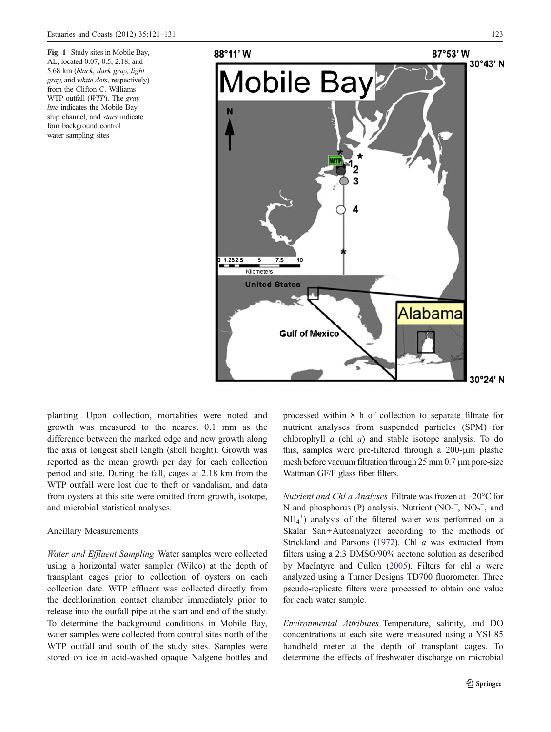**Fig. 1** Study sites in Mobile Bay, AL, located 0.07, 0.5, 2.18, and 5.68 km (*black*, *dark gray*, *light gray*, and *white dots*, respectively) from the Clifton C. Williams WTP outfall (*WTP*). The *gray line* indicates the Mobile Bay ship channel, and *stars* indicate four background control water sampling sites

planting. Upon collection, mortalities were noted and growth was measured to the nearest 0.1 mm as the difference between the marked edge and new growth along the axis of longest shell length (shell height). Growth was reported as the mean growth per day for each collection period and site. During the fall, cages at 2.18 km from the WTP outfall were lost due to theft or vandalism, and data from oysters at this site were omitted from growth, isotope, and microbial statistical analyses.

## Ancillary Measurements

*Water and Effluent Sampling* Water samples were collected using a horizontal water sampler (Wilco) at the depth of transplant cages prior to collection of oysters on each collection date. WTP effluent was collected directly from the dechlorination contact chamber immediately prior to release into the outfall pipe at the start and end of the study. To determine the background conditions in Mobile Bay, water samples were collected from control sites north of the WTP outfall and south of the study sites. Samples were stored on ice in acid-washed opaque Nalgene bottles and processed within 8 h of collection to separate filtrate for nutrient analyses from suspended particles (SPM) for chlorophyll *a* (chl *a*) and stable isotope analysis. To do this, samples were pre-filtered through a 200-μm plastic mesh before vacuum filtration through 25 mm 0.7 μm pore-size Wattman GF/F glass fiber filters.

*Nutrient and Chl a Analyses* Filtrate was frozen at −20°C for N and phosphorus (P) analysis. Nutrient ($NO_3^-$, $NO_2^-$, and $NH_4^+$) analysis of the filtered water was performed on a Skalar San+Autoanalyzer according to the methods of Strickland and Parsons (1972). Chl *a* was extracted from filters using a 2:3 DMSO/90% acetone solution as described by MacIntyre and Cullen (2005). Filters for chl *a* were analyzed using a Turner Designs TD700 fluorometer. Three pseudo-replicate filters were processed to obtain one value for each water sample.

*Environmental Attributes* Temperature, salinity, and DO concentrations at each site were measured using a YSI 85 handheld meter at the depth of transplant cages. To determine the effects of freshwater discharge on microbial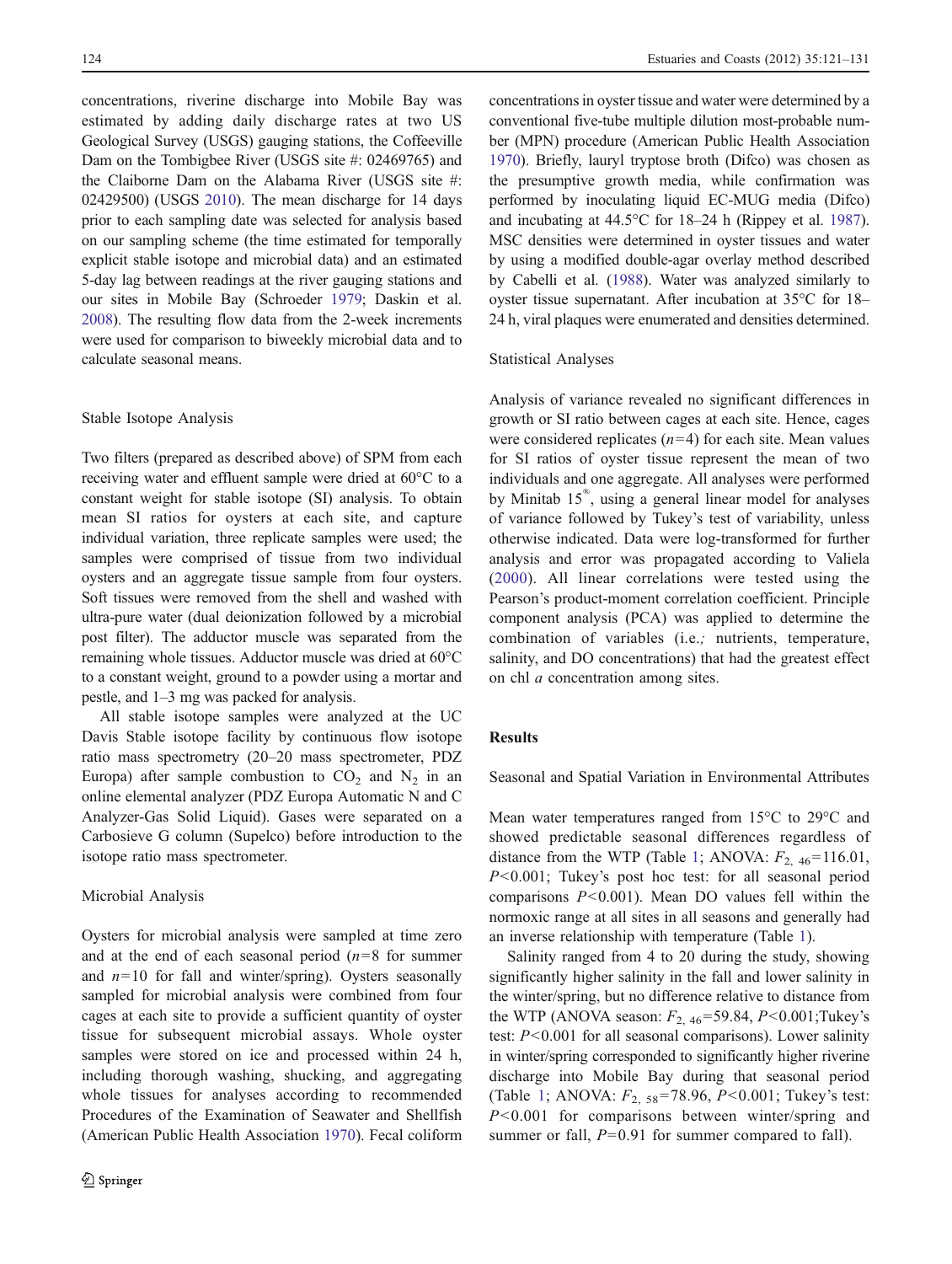concentrations, riverine discharge into Mobile Bay was estimated by adding daily discharge rates at two US Geological Survey (USGS) gauging stations, the Coffeeville Dam on the Tombigbee River (USGS site #: 02469765) and the Claiborne Dam on the Alabama River (USGS site #: 02429500) (USGS 2010). The mean discharge for 14 days prior to each sampling date was selected for analysis based on our sampling scheme (the time estimated for temporally explicit stable isotope and microbial data) and an estimated 5-day lag between readings at the river gauging stations and our sites in Mobile Bay (Schroeder 1979; Daskin et al. 2008). The resulting flow data from the 2-week increments were used for comparison to biweekly microbial data and to calculate seasonal means.

### Stable Isotope Analysis

Two filters (prepared as described above) of SPM from each receiving water and effluent sample were dried at 60°C to a constant weight for stable isotope (SI) analysis. To obtain mean SI ratios for oysters at each site, and capture individual variation, three replicate samples were used; the samples were comprised of tissue from two individual oysters and an aggregate tissue sample from four oysters. Soft tissues were removed from the shell and washed with ultra-pure water (dual deionization followed by a microbial post filter). The adductor muscle was separated from the remaining whole tissues. Adductor muscle was dried at 60°C to a constant weight, ground to a powder using a mortar and pestle, and 1–3 mg was packed for analysis.

All stable isotope samples were analyzed at the UC Davis Stable isotope facility by continuous flow isotope ratio mass spectrometry (20–20 mass spectrometer, PDZ Europa) after sample combustion to $CO_2$ and $N_2$ in an online elemental analyzer (PDZ Europa Automatic N and C Analyzer-Gas Solid Liquid). Gases were separated on a Carbosieve G column (Supelco) before introduction to the isotope ratio mass spectrometer.

### Microbial Analysis

Oysters for microbial analysis were sampled at time zero and at the end of each seasonal period ($n=8$ for summer and $n=10$ for fall and winter/spring). Oysters seasonally sampled for microbial analysis were combined from four cages at each site to provide a sufficient quantity of oyster tissue for subsequent microbial assays. Whole oyster samples were stored on ice and processed within 24 h, including thorough washing, shucking, and aggregating whole tissues for analyses according to recommended Procedures of the Examination of Seawater and Shellfish (American Public Health Association 1970). Fecal coliform concentrations in oyster tissue and water were determined by a conventional five-tube multiple dilution most-probable number (MPN) procedure (American Public Health Association 1970). Briefly, lauryl tryptose broth (Difco) was chosen as the presumptive growth media, while confirmation was performed by inoculating liquid EC-MUG media (Difco) and incubating at 44.5°C for 18–24 h (Rippey et al. 1987). MSC densities were determined in oyster tissues and water by using a modified double-agar overlay method described by Cabelli et al. (1988). Water was analyzed similarly to oyster tissue supernatant. After incubation at 35°C for 18–24 h, viral plaques were enumerated and densities determined.

### Statistical Analyses

Analysis of variance revealed no significant differences in growth or SI ratio between cages at each site. Hence, cages were considered replicates ($n=4$) for each site. Mean values for SI ratios of oyster tissue represent the mean of two individuals and one aggregate. All analyses were performed by Minitab 15®, using a general linear model for analyses of variance followed by Tukey's test of variability, unless otherwise indicated. Data were log-transformed for further analysis and error was propagated according to Valiela (2000). All linear correlations were tested using the Pearson's product-moment correlation coefficient. Principle component analysis (PCA) was applied to determine the combination of variables (i.e.; nutrients, temperature, salinity, and DO concentrations) that had the greatest effect on chl *a* concentration among sites.

## Results

### Seasonal and Spatial Variation in Environmental Attributes

Mean water temperatures ranged from 15°C to 29°C and showed predictable seasonal differences regardless of distance from the WTP (Table 1; ANOVA: $F_{2,\,46}=116.01$, $P<0.001$; Tukey's post hoc test: for all seasonal period comparisons $P<0.001$). Mean DO values fell within the normoxic range at all sites in all seasons and generally had an inverse relationship with temperature (Table 1).

Salinity ranged from 4 to 20 during the study, showing significantly higher salinity in the fall and lower salinity in the winter/spring, but no difference relative to distance from the WTP (ANOVA season: $F_{2,\,46}=59.84$, $P<0.001$;Tukey's test: $P<0.001$ for all seasonal comparisons). Lower salinity in winter/spring corresponded to significantly higher riverine discharge into Mobile Bay during that seasonal period (Table 1; ANOVA: $F_{2,\,58}=78.96$, $P<0.001$; Tukey's test: $P<0.001$ for comparisons between winter/spring and summer or fall, $P=0.91$ for summer compared to fall).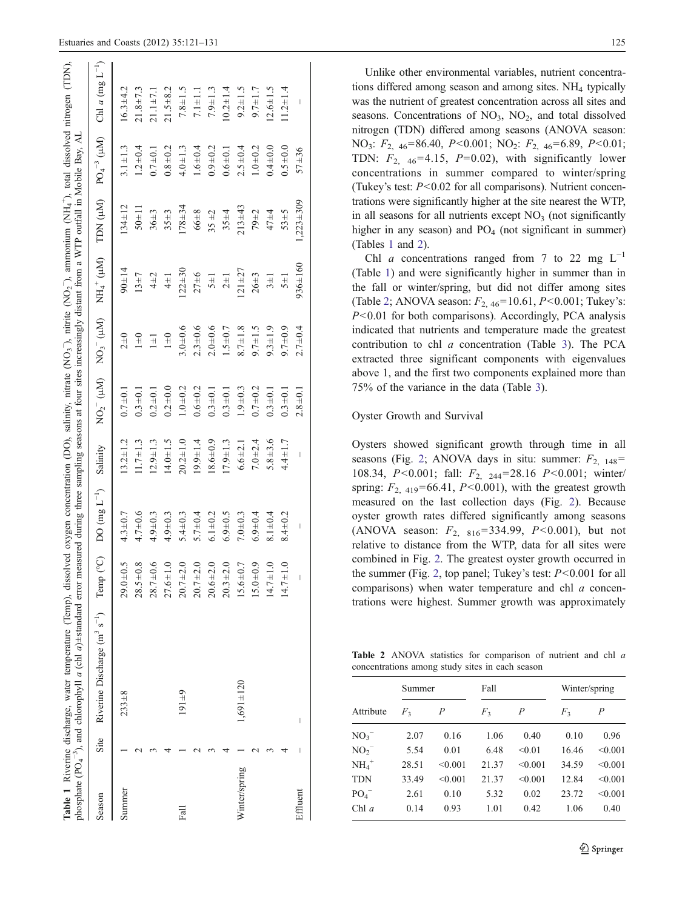**Table 1** Riverine discharge, water temperature (Temp), dissolved oxygen concentration (DO), salinity, nitrate ($NO_3^-$), nitrite ($NO_2^-$), ammonium ($NH_4^+$), total dissolved nitrogen (TDN), phosphate ($PO_4^{-3}$), and chlorophyll *a* (chl *a*)±standard error measured during three sampling seasons at four sites increasingly distant from a WTP outfall in Mobile Bay, AL

| Season | Site | Riverine Discharge ($m^3$ $s^{-1}$) | Temp (°C) | DO (mg $L^{-1}$) | Salinity | $NO_2^-$ (μM) | $NO_3^-$ (μM) | $NH_4^+$ (μM) | TDN (μM) | $PO_4^{-3}$ (μM) | Chl *a* (mg $L^{-1}$) |
|---|---|---|---|---|---|---|---|---|---|---|---|
| Summer | 1 | 233±8 | 29.0±0.5 | 4.3±0.7 | 13.2±1.2 | 0.7±0.1 | 2±0 | 90±14 | 134±12 | 3.1±1.3 | 16.3±4.2 |
| | 2 | | 28.5±0.8 | 4.7±0.6 | 11.7±1.3 | 0.3±0.1 | 1±0 | 13±7 | 50±11 | 1.2±0.4 | 21.8±7.3 |
| | 3 | | 28.7±0.6 | 4.9±0.3 | 12.9±1.3 | 0.2±0.1 | 1±1 | 4±2 | 36±3 | 0.7±0.1 | 21.1±7.1 |
| | 4 | | 27.6±1.0 | 4.9±0.3 | 14.0±1.5 | 0.2±0.0 | 1±0 | 4±1 | 35±3 | 0.8±0.2 | 21.5±8.2 |
| Fall | 1 | 191±9 | 20.7±2.0 | 5.4±0.3 | 20.2±1.0 | 1.0±0.2 | 3.0±0.6 | 122±30 | 178±34 | 4.0±1.3 | 7.8±1.5 |
| | 2 | | 20.7±2.0 | 5.7±0.4 | 19.9±1.4 | 0.6±0.2 | 2.3±0.6 | 27±6 | 66±8 | 1.6±0.4 | 7.1±1.1 |
| | 3 | | 20.6±2.0 | 6.1±0.2 | 18.6±0.9 | 0.3±0.1 | 2.0±0.6 | 5±1 | 35 ±2 | 0.9±0.2 | 7.9±1.3 |
| | 4 | | 20.3±2.0 | 6.9±0.5 | 17.9±1.3 | 0.3±0.1 | 1.5±0.7 | 2±1 | 35±4 | 0.6±0.1 | 10.2±1.4 |
| Winter/spring | 1 | 1,691±120 | 15.6±0.7 | 7.0±0.3 | 6.6±2.1 | 1.9±0.3 | 8.7±1.8 | 121±27 | 213±43 | 2.5±0.4 | 9.2±1.5 |
| | 2 | | 15.0±0.9 | 6.9±0.4 | 7.0±2.4 | 0.7±0.2 | 9.7±1.5 | 26±3 | 79±2 | 1.0±0.2 | 9.7±1.7 |
| | 3 | | 14.7±1.0 | 8.1±0.4 | 5.8±3.6 | 0.3±0.1 | 9.3±1.9 | 3±1 | 47±4 | 0.4±0.0 | 12.6±1.5 |
| | 4 | | 14.7±1.0 | 8.4±0.2 | 4.4±1.7 | 0.3±0.1 | 9.7±0.9 | 5±1 | 53±5 | 0.5±0.0 | 11.2±1.4 |
| Effluent | – | – | – | – | – | 2.8±0.1 | 2.7±0.4 | 936±160 | 1,223±309 | 57±36 | – |

Unlike other environmental variables, nutrient concentrations differed among season and among sites. $NH_4$ typically was the nutrient of greatest concentration across all sites and seasons. Concentrations of $NO_3$, $NO_2$, and total dissolved nitrogen (TDN) differed among seasons (ANOVA season: $NO_3$: $F_{2,\ 46}=86.40$, $P<0.001$; $NO_2$: $F_{2,\ 46}=6.89$, $P<0.01$; TDN: $F_{2,\ 46}=4.15$, $P=0.02$), with significantly lower concentrations in summer compared to winter/spring (Tukey's test: $P<0.02$ for all comparisons). Nutrient concentrations were significantly higher at the site nearest the WTP, in all seasons for all nutrients except $NO_3$ (not significantly higher in any season) and $PO_4$ (not significant in summer) (Tables 1 and 2).

Chl *a* concentrations ranged from 7 to 22 mg $L^{-1}$ (Table 1) and were significantly higher in summer than in the fall or winter/spring, but did not differ among sites (Table 2; ANOVA season: $F_{2,\ 46}=10.61$, $P<0.001$; Tukey's: $P<0.01$ for both comparisons). Accordingly, PCA analysis indicated that nutrients and temperature made the greatest contribution to chl *a* concentration (Table 3). The PCA extracted three significant components with eigenvalues above 1, and the first two components explained more than 75% of the variance in the data (Table 3).

### Oyster Growth and Survival

Oysters showed significant growth through time in all seasons (Fig. 2; ANOVA days in situ: summer: $F_{2,\ 148}=108.34$, $P<0.001$; fall: $F_{2,\ 244}=28.16$ $P<0.001$; winter/spring: $F_{2,\ 419}=66.41$, $P<0.001$), with the greatest growth measured on the last collection days (Fig. 2). Because oyster growth rates differed significantly among seasons (ANOVA season: $F_{2,\ 816}=334.99$, $P<0.001$), but not relative to distance from the WTP, data for all sites were combined in Fig. 2. The greatest oyster growth occurred in the summer (Fig. 2, top panel; Tukey's test: $P<0.001$ for all comparisons) when water temperature and chl *a* concentrations were highest. Summer growth was approximately

**Table 2** ANOVA statistics for comparison of nutrient and chl *a* concentrations among study sites in each season

| | Summer | | Fall | | Winter/spring | |
|---|---|---|---|---|---|---|
| Attribute | $F_3$ | *P* | $F_3$ | *P* | $F_3$ | *P* |
| $NO_3^-$ | 2.07 | 0.16 | 1.06 | 0.40 | 0.10 | 0.96 |
| $NO_2^-$ | 5.54 | 0.01 | 6.48 | <0.01 | 16.46 | <0.001 |
| $NH_4^+$ | 28.51 | <0.001 | 21.37 | <0.001 | 34.59 | <0.001 |
| TDN | 33.49 | <0.001 | 21.37 | <0.001 | 12.84 | <0.001 |
| $PO_4^-$ | 2.61 | 0.10 | 5.32 | 0.02 | 23.72 | <0.001 |
| Chl *a* | 0.14 | 0.93 | 1.01 | 0.42 | 1.06 | 0.40 |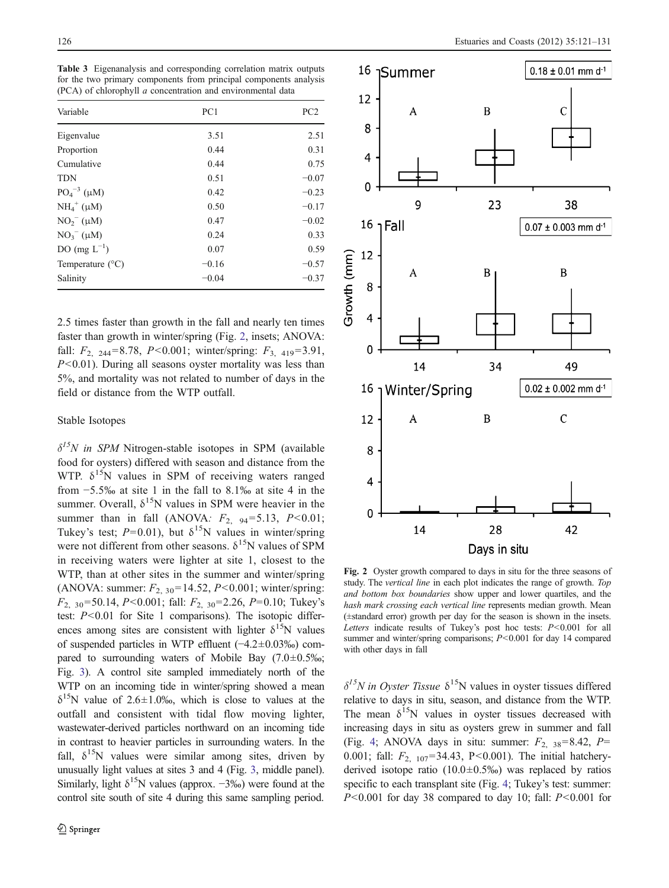**Table 3** Eigenanalysis and corresponding correlation matrix outputs for the two primary components from principal components analysis (PCA) of chlorophyll *a* concentration and environmental data

| Variable | PC1 | PC2 |
|---|---|---|
| Eigenvalue | 3.51 | 2.51 |
| Proportion | 0.44 | 0.31 |
| Cumulative | 0.44 | 0.75 |
| TDN | 0.51 | −0.07 |
| $PO_4^{-3}$ (μM) | 0.42 | −0.23 |
| $NH_4^+$ (μM) | 0.50 | −0.17 |
| $NO_2^-$ (μM) | 0.47 | −0.02 |
| $NO_3^-$ (μM) | 0.24 | 0.33 |
| DO (mg $L^{-1}$) | 0.07 | 0.59 |
| Temperature (°C) | −0.16 | −0.57 |
| Salinity | −0.04 | −0.37 |

2.5 times faster than growth in the fall and nearly ten times faster than growth in winter/spring (Fig. 2, insets; ANOVA: fall: $F_{2,\ 244}=8.78$, $P<0.001$; winter/spring: $F_{3,\ 419}=3.91$, $P<0.01$). During all seasons oyster mortality was less than 5%, and mortality was not related to number of days in the field or distance from the WTP outfall.

Stable Isotopes

*$\delta^{15}N$ in SPM* Nitrogen-stable isotopes in SPM (available food for oysters) differed with season and distance from the WTP. $\delta^{15}N$ values in SPM of receiving waters ranged from −5.5‰ at site 1 in the fall to 8.1‰ at site 4 in the summer. Overall, $\delta^{15}N$ values in SPM were heavier in the summer than in fall (ANOVA: $F_{2,\ 94}=5.13$, $P<0.01$; Tukey's test; $P=0.01$), but $\delta^{15}N$ values in winter/spring were not different from other seasons. $\delta^{15}N$ values of SPM in receiving waters were lighter at site 1, closest to the WTP, than at other sites in the summer and winter/spring (ANOVA: summer: $F_{2,\ 30}=14.52$, $P<0.001$; winter/spring: $F_{2,\ 30}=50.14$, $P<0.001$; fall: $F_{2,\ 30}=2.26$, $P=0.10$; Tukey's test: $P<0.01$ for Site 1 comparisons). The isotopic differences among sites are consistent with lighter $\delta^{15}N$ values of suspended particles in WTP effluent (−4.2±0.03‰) compared to surrounding waters of Mobile Bay (7.0±0.5‰; Fig. 3). A control site sampled immediately north of the WTP on an incoming tide in winter/spring showed a mean $\delta^{15}N$ value of 2.6±1.0‰, which is close to values at the outfall and consistent with tidal flow moving lighter, wastewater-derived particles northward on an incoming tide in contrast to heavier particles in surrounding waters. In the fall, $\delta^{15}N$ values were similar among sites, driven by unusually light values at sites 3 and 4 (Fig. 3, middle panel). Similarly, light $\delta^{15}N$ values (approx. −3‰) were found at the control site south of site 4 during this same sampling period.

**Fig. 2** Oyster growth compared to days in situ for the three seasons of study. The *vertical line* in each plot indicates the range of growth. *Top and bottom box boundaries* show upper and lower quartiles, and the *hash mark crossing each vertical line* represents median growth. Mean (±standard error) growth per day for the season is shown in the insets. *Letters* indicate results of Tukey's post hoc tests: $P<0.001$ for all summer and winter/spring comparisons; $P<0.001$ for day 14 compared with other days in fall

*$\delta^{15}N$ in Oyster Tissue* $\delta^{15}N$ values in oyster tissues differed relative to days in situ, season, and distance from the WTP. The mean $\delta^{15}N$ values in oyster tissues decreased with increasing days in situ as oysters grew in summer and fall (Fig. 4; ANOVA days in situ: summer: $F_{2,\ 38}=8.42$, $P=0.001$; fall: $F_{2,\ 107}=34.43$, $P<0.001$). The initial hatchery-derived isotope ratio (10.0±0.5‰) was replaced by ratios specific to each transplant site (Fig. 4; Tukey's test: summer: $P<0.001$ for day 38 compared to day 10; fall: $P<0.001$ for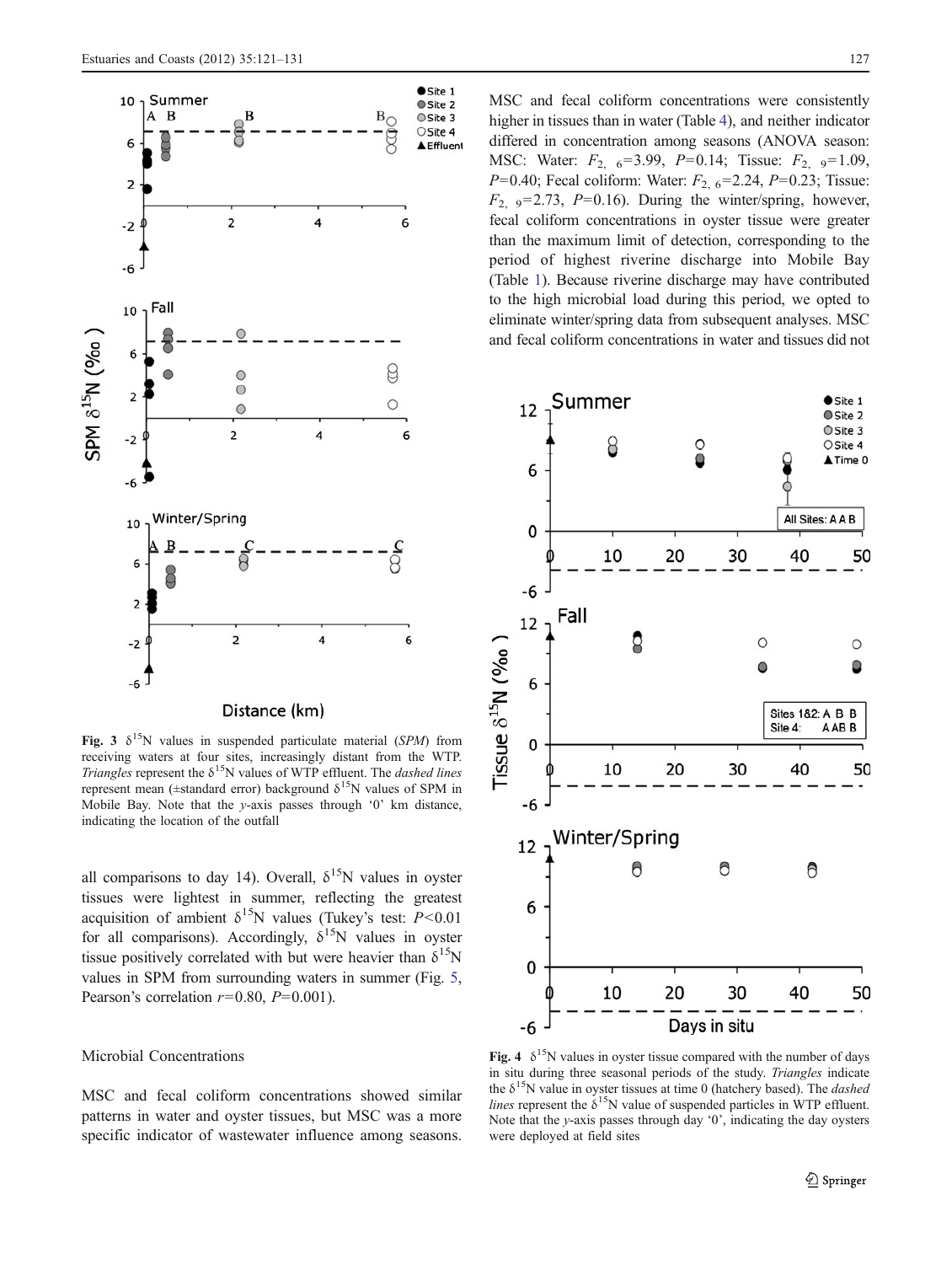Fig. 3 $\delta^{15}N$ values in suspended particulate material (*SPM*) from receiving waters at four sites, increasingly distant from the WTP. *Triangles* represent the $\delta^{15}N$ values of WTP effluent. The *dashed lines* represent mean (±standard error) background $\delta^{15}N$ values of SPM in Mobile Bay. Note that the *y*-axis passes through '0' km distance, indicating the location of the outfall

all comparisons to day 14). Overall, $\delta^{15}N$ values in oyster tissues were lightest in summer, reflecting the greatest acquisition of ambient $\delta^{15}N$ values (Tukey's test: $P<0.01$ for all comparisons). Accordingly, $\delta^{15}N$ values in oyster tissue positively correlated with but were heavier than $\delta^{15}N$ values in SPM from surrounding waters in summer (Fig. 5, Pearson's correlation $r=0.80$, $P=0.001$).

### Microbial Concentrations

MSC and fecal coliform concentrations showed similar patterns in water and oyster tissues, but MSC was a more specific indicator of wastewater influence among seasons. MSC and fecal coliform concentrations were consistently higher in tissues than in water (Table 4), and neither indicator differed in concentration among seasons (ANOVA season: MSC: Water: $F_{2,\ 6}=3.99$, $P=0.14$; Tissue: $F_{2,\ 9}=1.09$, $P=0.40$; Fecal coliform: Water: $F_{2,\ 6}=2.24$, $P=0.23$; Tissue: $F_{2,\ 9}=2.73$, $P=0.16$). During the winter/spring, however, fecal coliform concentrations in oyster tissue were greater than the maximum limit of detection, corresponding to the period of highest riverine discharge into Mobile Bay (Table 1). Because riverine discharge may have contributed to the high microbial load during this period, we opted to eliminate winter/spring data from subsequent analyses. MSC and fecal coliform concentrations in water and tissues did not

Fig. 4 $\delta^{15}N$ values in oyster tissue compared with the number of days in situ during three seasonal periods of the study. *Triangles* indicate the $\delta^{15}N$ value in oyster tissues at time 0 (hatchery based). The *dashed lines* represent the $\delta^{15}N$ value of suspended particles in WTP effluent. Note that the *y*-axis passes through day '0', indicating the day oysters were deployed at field sites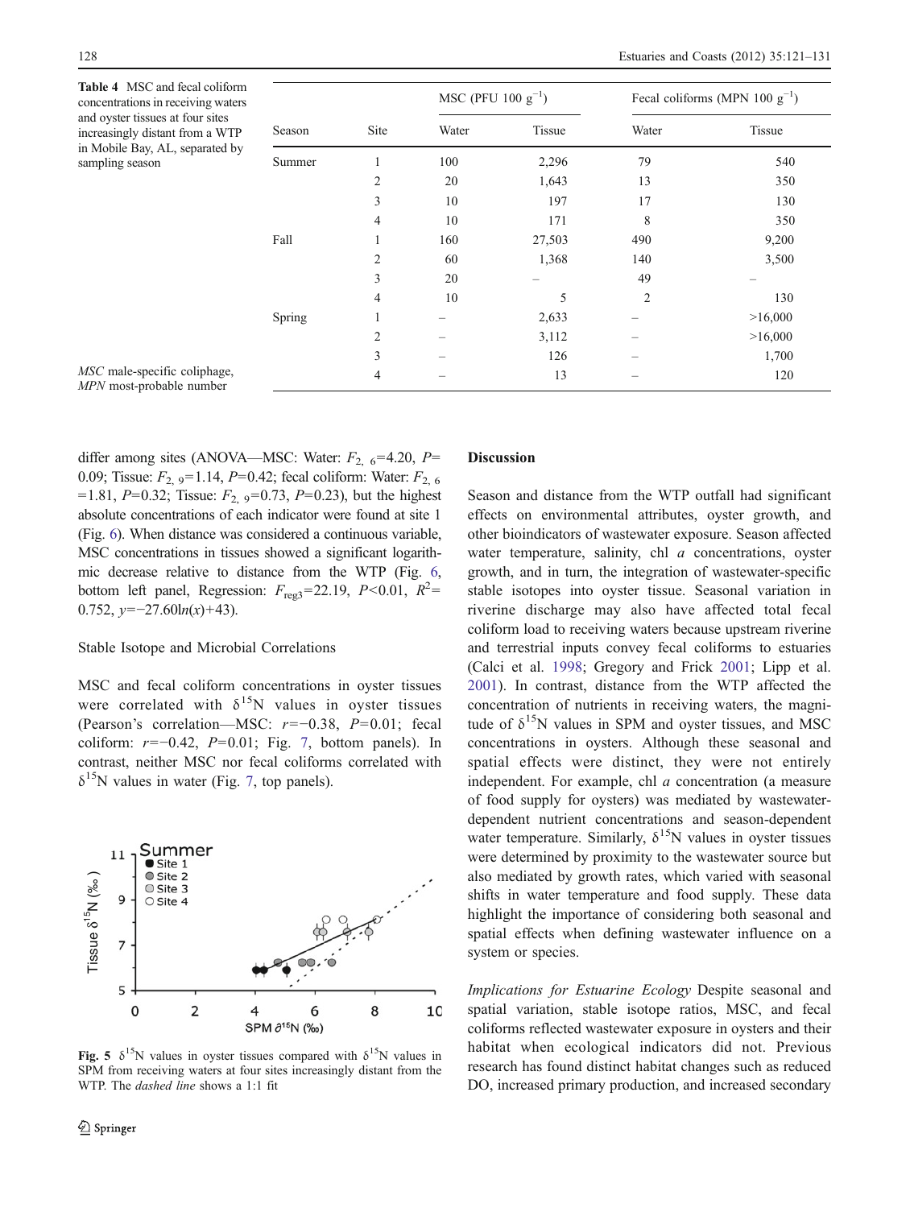**Table 4** MSC and fecal coliform concentrations in receiving waters and oyster tissues at four sites increasingly distant from a WTP in Mobile Bay, AL, separated by sampling season

| Season | Site | MSC (PFU 100 $g^{-1}$) | | Fecal coliforms (MPN 100 $g^{-1}$) | |
|---|---|---|---|---|---|
| | | Water | Tissue | Water | Tissue |
| Summer | 1 | 100 | 2,296 | 79 | 540 |
| | 2 | 20 | 1,643 | 13 | 350 |
| | 3 | 10 | 197 | 17 | 130 |
| | 4 | 10 | 171 | 8 | 350 |
| Fall | 1 | 160 | 27,503 | 490 | 9,200 |
| | 2 | 60 | 1,368 | 140 | 3,500 |
| | 3 | 20 | – | 49 | – |
| | 4 | 10 | 5 | 2 | 130 |
| Spring | 1 | – | 2,633 | – | >16,000 |
| | 2 | – | 3,112 | – | >16,000 |
| | 3 | – | 126 | – | 1,700 |
| | 4 | – | 13 | – | 120 |

*MSC* male-specific coliphage, *MPN* most-probable number

differ among sites (ANOVA—MSC: Water: $F_{2,\ 6}$=4.20, $P$=0.09; Tissue: $F_{2,\ 9}$=1.14, $P$=0.42; fecal coliform: Water: $F_{2,\ 6}$=1.81, $P$=0.32; Tissue: $F_{2,\ 9}$=0.73, $P$=0.23), but the highest absolute concentrations of each indicator were found at site 1 (Fig. 6). When distance was considered a continuous variable, MSC concentrations in tissues showed a significant logarithmic decrease relative to distance from the WTP (Fig. 6, bottom left panel, Regression: $F_{reg3}$=22.19, $P$<0.01, $R^2$=0.752, $y=-27.60\ln(x)+43$).

Stable Isotope and Microbial Correlations

MSC and fecal coliform concentrations in oyster tissues were correlated with $\delta^{15}$N values in oyster tissues (Pearson's correlation—MSC: $r$=−0.38, $P$=0.01; fecal coliform: $r$=−0.42, $P$=0.01; Fig. 7, bottom panels). In contrast, neither MSC nor fecal coliforms correlated with $\delta^{15}$N values in water (Fig. 7, top panels).

**Fig. 5** $\delta^{15}$N values in oyster tissues compared with $\delta^{15}$N values in SPM from receiving waters at four sites increasingly distant from the WTP. The *dashed line* shows a 1:1 fit

## Discussion

Season and distance from the WTP outfall had significant effects on environmental attributes, oyster growth, and other bioindicators of wastewater exposure. Season affected water temperature, salinity, chl *a* concentrations, oyster growth, and in turn, the integration of wastewater-specific stable isotopes into oyster tissue. Seasonal variation in riverine discharge may also have affected total fecal coliform load to receiving waters because upstream riverine and terrestrial inputs convey fecal coliforms to estuaries (Calci et al. 1998; Gregory and Frick 2001; Lipp et al. 2001). In contrast, distance from the WTP affected the concentration of nutrients in receiving waters, the magnitude of $\delta^{15}$N values in SPM and oyster tissues, and MSC concentrations in oysters. Although these seasonal and spatial effects were distinct, they were not entirely independent. For example, chl *a* concentration (a measure of food supply for oysters) was mediated by wastewater-dependent nutrient concentrations and season-dependent water temperature. Similarly, $\delta^{15}$N values in oyster tissues were determined by proximity to the wastewater source but also mediated by growth rates, which varied with seasonal shifts in water temperature and food supply. These data highlight the importance of considering both seasonal and spatial effects when defining wastewater influence on a system or species.

*Implications for Estuarine Ecology* Despite seasonal and spatial variation, stable isotope ratios, MSC, and fecal coliforms reflected wastewater exposure in oysters and their habitat when ecological indicators did not. Previous research has found distinct habitat changes such as reduced DO, increased primary production, and increased secondary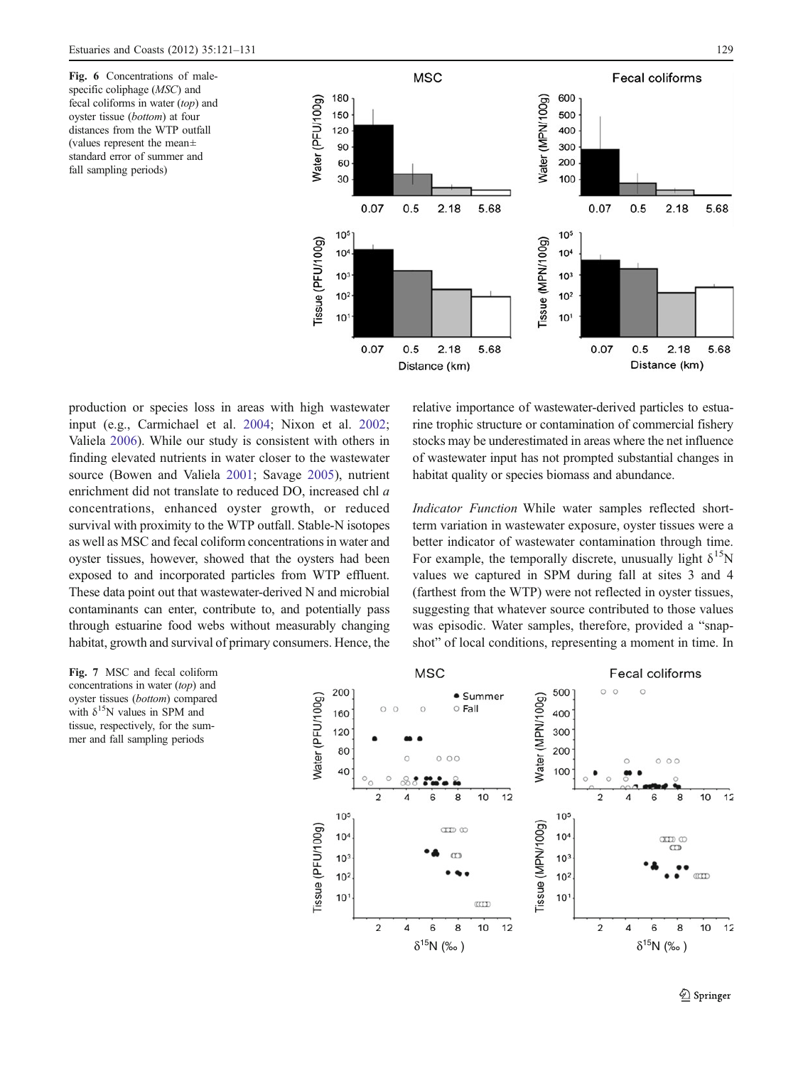Fig. 6 Concentrations of male-specific coliphage (*MSC*) and fecal coliforms in water (*top*) and oyster tissue (*bottom*) at four distances from the WTP outfall (values represent the mean± standard error of summer and fall sampling periods)

production or species loss in areas with high wastewater input (e.g., Carmichael et al. 2004; Nixon et al. 2002; Valiela 2006). While our study is consistent with others in finding elevated nutrients in water closer to the wastewater source (Bowen and Valiela 2001; Savage 2005), nutrient enrichment did not translate to reduced DO, increased chl *a* concentrations, enhanced oyster growth, or reduced survival with proximity to the WTP outfall. Stable-N isotopes as well as MSC and fecal coliform concentrations in water and oyster tissues, however, showed that the oysters had been exposed to and incorporated particles from WTP effluent. These data point out that wastewater-derived N and microbial contaminants can enter, contribute to, and potentially pass through estuarine food webs without measurably changing habitat, growth and survival of primary consumers. Hence, the relative importance of wastewater-derived particles to estuarine trophic structure or contamination of commercial fishery stocks may be underestimated in areas where the net influence of wastewater input has not prompted substantial changes in habitat quality or species biomass and abundance.

*Indicator Function* While water samples reflected short-term variation in wastewater exposure, oyster tissues were a better indicator of wastewater contamination through time. For example, the temporally discrete, unusually light $\delta^{15}N$ values we captured in SPM during fall at sites 3 and 4 (farthest from the WTP) were not reflected in oyster tissues, suggesting that whatever source contributed to those values was episodic. Water samples, therefore, provided a "snap-shot" of local conditions, representing a moment in time. In

Fig. 7 MSC and fecal coliform concentrations in water (*top*) and oyster tissues (*bottom*) compared with $\delta^{15}N$ values in SPM and tissue, respectively, for the summer and fall sampling periods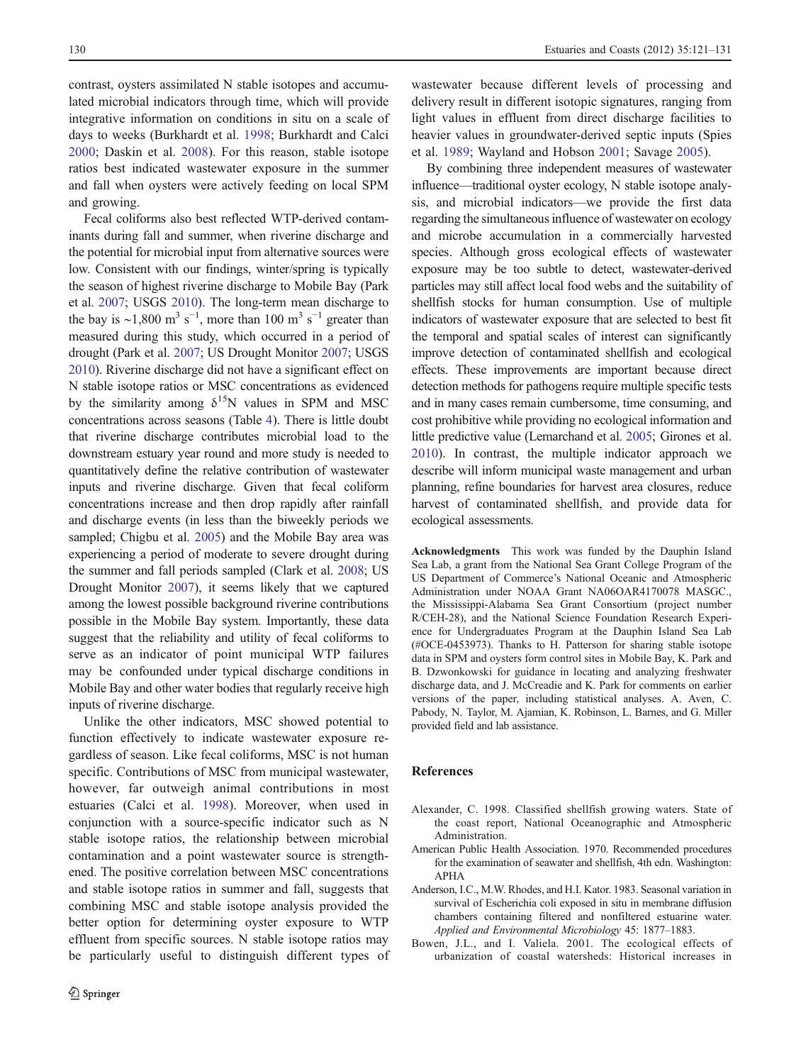contrast, oysters assimilated N stable isotopes and accumulated microbial indicators through time, which will provide integrative information on conditions in situ on a scale of days to weeks (Burkhardt et al. 1998; Burkhardt and Calci 2000; Daskin et al. 2008). For this reason, stable isotope ratios best indicated wastewater exposure in the summer and fall when oysters were actively feeding on local SPM and growing.

Fecal coliforms also best reflected WTP-derived contaminants during fall and summer, when riverine discharge and the potential for microbial input from alternative sources were low. Consistent with our findings, winter/spring is typically the season of highest riverine discharge to Mobile Bay (Park et al. 2007; USGS 2010). The long-term mean discharge to the bay is ~1,800 $m^3 s^{-1}$, more than 100 $m^3 s^{-1}$ greater than measured during this study, which occurred in a period of drought (Park et al. 2007; US Drought Monitor 2007; USGS 2010). Riverine discharge did not have a significant effect on N stable isotope ratios or MSC concentrations as evidenced by the similarity among $\delta^{15}N$ values in SPM and MSC concentrations across seasons (Table 4). There is little doubt that riverine discharge contributes microbial load to the downstream estuary year round and more study is needed to quantitatively define the relative contribution of wastewater inputs and riverine discharge. Given that fecal coliform concentrations increase and then drop rapidly after rainfall and discharge events (in less than the biweekly periods we sampled; Chigbu et al. 2005) and the Mobile Bay area was experiencing a period of moderate to severe drought during the summer and fall periods sampled (Clark et al. 2008; US Drought Monitor 2007), it seems likely that we captured among the lowest possible background riverine contributions possible in the Mobile Bay system. Importantly, these data suggest that the reliability and utility of fecal coliforms to serve as an indicator of point municipal WTP failures may be confounded under typical discharge conditions in Mobile Bay and other water bodies that regularly receive high inputs of riverine discharge.

Unlike the other indicators, MSC showed potential to function effectively to indicate wastewater exposure regardless of season. Like fecal coliforms, MSC is not human specific. Contributions of MSC from municipal wastewater, however, far outweigh animal contributions in most estuaries (Calci et al. 1998). Moreover, when used in conjunction with a source-specific indicator such as N stable isotope ratios, the relationship between microbial contamination and a point wastewater source is strengthened. The positive correlation between MSC concentrations and stable isotope ratios in summer and fall, suggests that combining MSC and stable isotope analysis provided the better option for determining oyster exposure to WTP effluent from specific sources. N stable isotope ratios may be particularly useful to distinguish different types of wastewater because different levels of processing and delivery result in different isotopic signatures, ranging from light values in effluent from direct discharge facilities to heavier values in groundwater-derived septic inputs (Spies et al. 1989; Wayland and Hobson 2001; Savage 2005).

By combining three independent measures of wastewater influence—traditional oyster ecology, N stable isotope analysis, and microbial indicators—we provide the first data regarding the simultaneous influence of wastewater on ecology and microbe accumulation in a commercially harvested species. Although gross ecological effects of wastewater exposure may be too subtle to detect, wastewater-derived particles may still affect local food webs and the suitability of shellfish stocks for human consumption. Use of multiple indicators of wastewater exposure that are selected to best fit the temporal and spatial scales of interest can significantly improve detection of contaminated shellfish and ecological effects. These improvements are important because direct detection methods for pathogens require multiple specific tests and in many cases remain cumbersome, time consuming, and cost prohibitive while providing no ecological information and little predictive value (Lemarchand et al. 2005; Girones et al. 2010). In contrast, the multiple indicator approach we describe will inform municipal waste management and urban planning, refine boundaries for harvest area closures, reduce harvest of contaminated shellfish, and provide data for ecological assessments.

**Acknowledgments** This work was funded by the Dauphin Island Sea Lab, a grant from the National Sea Grant College Program of the US Department of Commerce's National Oceanic and Atmospheric Administration under NOAA Grant NA06OAR4170078 MASGC., the Mississippi-Alabama Sea Grant Consortium (project number R/CEH-28), and the National Science Foundation Research Experience for Undergraduates Program at the Dauphin Island Sea Lab (#OCE-0453973). Thanks to H. Patterson for sharing stable isotope data in SPM and oysters form control sites in Mobile Bay, K. Park and B. Dzwonkowski for guidance in locating and analyzing freshwater discharge data, and J. McCreadie and K. Park for comments on earlier versions of the paper, including statistical analyses. A. Aven, C. Pabody, N. Taylor, M. Ajamian, K. Robinson, L. Barnes, and G. Miller provided field and lab assistance.

## References

Alexander, C. 1998. Classified shellfish growing waters. State of the coast report, National Oceanographic and Atmospheric Administration.

American Public Health Association. 1970. Recommended procedures for the examination of seawater and shellfish, 4th edn. Washington: APHA

Anderson, I.C., M.W. Rhodes, and H.I. Kator. 1983. Seasonal variation in survival of Escherichia coli exposed in situ in membrane diffusion chambers containing filtered and nonfiltered estuarine water. *Applied and Environmental Microbiology* 45: 1877–1883.

Bowen, J.L., and I. Valiela. 2001. The ecological effects of urbanization of coastal watersheds: Historical increases in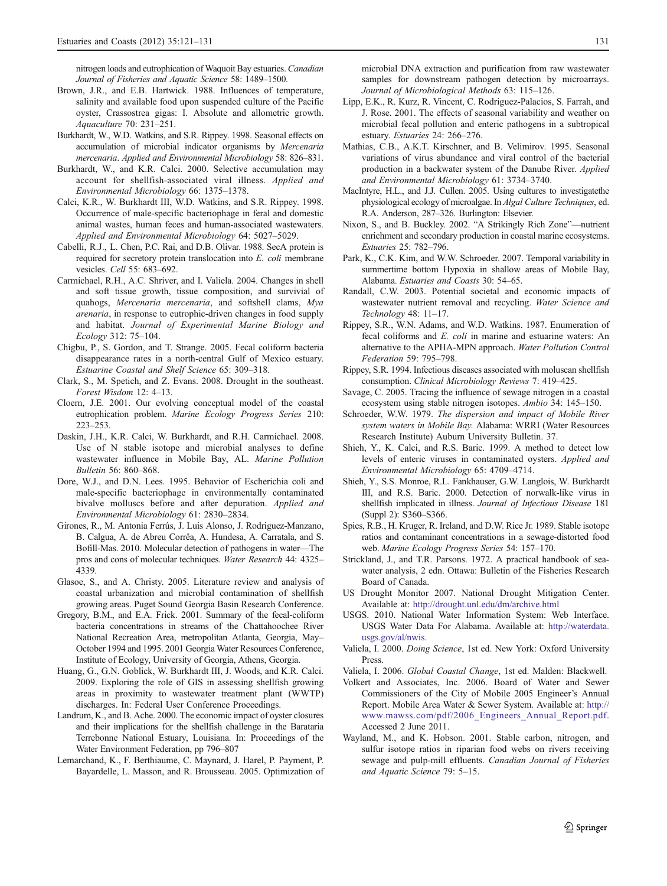nitrogen loads and eutrophication of Waquoit Bay estuaries. *Canadian Journal of Fisheries and Aquatic Science* 58: 1489–1500.

Brown, J.R., and E.B. Hartwick. 1988. Influences of temperature, salinity and available food upon suspended culture of the Pacific oyster, Crassostrea gigas: I. Absolute and allometric growth. *Aquaculture* 70: 231–251.

Burkhardt, W., W.D. Watkins, and S.R. Rippey. 1998. Seasonal effects on accumulation of microbial indicator organisms by *Mercenaria mercenaria*. *Applied and Environmental Microbiology* 58: 826–831.

Burkhardt, W., and K.R. Calci. 2000. Selective accumulation may account for shellfish-associated viral illness. *Applied and Environmental Microbiology* 66: 1375–1378.

Calci, K.R., W. Burkhardt III, W.D. Watkins, and S.R. Rippey. 1998. Occurrence of male-specific bacteriophage in feral and domestic animal wastes, human feces and human-associated wastewaters. *Applied and Environmental Microbiology* 64: 5027–5029.

Cabelli, R.J., L. Chen, P.C. Rai, and D.B. Olivar. 1988. SecA protein is required for secretory protein translocation into *E. coli* membrane vesicles. *Cell* 55: 683–692.

Carmichael, R.H., A.C. Shriver, and I. Valiela. 2004. Changes in shell and soft tissue growth, tissue composition, and survivial of quahogs, *Mercenaria mercenaria*, and softshell clams, *Mya arenaria*, in response to eutrophic-driven changes in food supply and habitat. *Journal of Experimental Marine Biology and Ecology* 312: 75–104.

Chigbu, P., S. Gordon, and T. Strange. 2005. Fecal coliform bacteria disappearance rates in a north-central Gulf of Mexico estuary. *Estuarine Coastal and Shelf Science* 65: 309–318.

Clark, S., M. Spetich, and Z. Evans. 2008. Drought in the southeast. *Forest Wisdom* 12: 4–13.

Cloern, J.E. 2001. Our evolving conceptual model of the coastal eutrophication problem. *Marine Ecology Progress Series* 210: 223–253.

Daskin, J.H., K.R. Calci, W. Burkhardt, and R.H. Carmichael. 2008. Use of N stable isotope and microbial analyses to define wastewater influence in Mobile Bay, AL. *Marine Pollution Bulletin* 56: 860–868.

Dore, W.J., and D.N. Lees. 1995. Behavior of Escherichia coli and male-specific bacteriophage in environmentally contaminated bivalve molluscs before and after depuration. *Applied and Environmental Microbiology* 61: 2830–2834.

Girones, R., M. Antonia Ferrús, J. Luis Alonso, J. Rodriguez-Manzano, B. Calgua, A. de Abreu Corrêa, A. Hundesa, A. Carratala, and S. Bofill-Mas. 2010. Molecular detection of pathogens in water—The pros and cons of molecular techniques. *Water Research* 44: 4325–4339.

Glasoe, S., and A. Christy. 2005. Literature review and analysis of coastal urbanization and microbial contamination of shellfish growing areas. Puget Sound Georgia Basin Research Conference.

Gregory, B.M., and E.A. Frick. 2001. Summary of the fecal-coliform bacteria concentrations in streams of the Chattahoochee River National Recreation Area, metropolitan Atlanta, Georgia, May–October 1994 and 1995. 2001 Georgia Water Resources Conference, Institute of Ecology, University of Georgia, Athens, Georgia.

Huang, G., G.N. Goblick, W. Burkhardt III, J. Woods, and K.R. Calci. 2009. Exploring the role of GIS in assessing shellfish growing areas in proximity to wastewater treatment plant (WWTP) discharges. In: Federal User Conference Proceedings.

Landrum, K., and B. Ache. 2000. The economic impact of oyster closures and their implications for the shellfish challenge in the Barataria Terrebonne National Estuary, Louisiana. In: Proceedings of the Water Environment Federation, pp 796–807

Lemarchand, K., F. Berthiaume, C. Maynard, J. Harel, P. Payment, P. Bayardelle, L. Masson, and R. Brousseau. 2005. Optimization of microbial DNA extraction and purification from raw wastewater samples for downstream pathogen detection by microarrays. *Journal of Microbiological Methods* 63: 115–126.

Lipp, E.K., R. Kurz, R. Vincent, C. Rodriguez-Palacios, S. Farrah, and J. Rose. 2001. The effects of seasonal variability and weather on microbial fecal pollution and enteric pathogens in a subtropical estuary. *Estuaries* 24: 266–276.

Mathias, C.B., A.K.T. Kirschner, and B. Velimirov. 1995. Seasonal variations of virus abundance and viral control of the bacterial production in a backwater system of the Danube River. *Applied and Environmental Microbiology* 61: 3734–3740.

MacIntyre, H.L., and J.J. Cullen. 2005. Using cultures to investigatethe physiological ecology of microalgae. In *Algal Culture Techniques*, ed. R.A. Anderson, 287–326. Burlington: Elsevier.

Nixon, S., and B. Buckley. 2002. "A Strikingly Rich Zone"—nutrient enrichment and secondary production in coastal marine ecosystems. *Estuaries* 25: 782–796.

Park, K., C.K. Kim, and W.W. Schroeder. 2007. Temporal variability in summertime bottom Hypoxia in shallow areas of Mobile Bay, Alabama. *Estuaries and Coasts* 30: 54–65.

Randall, C.W. 2003. Potential societal and economic impacts of wastewater nutrient removal and recycling. *Water Science and Technology* 48: 11–17.

Rippey, S.R., W.N. Adams, and W.D. Watkins. 1987. Enumeration of fecal coliforms and *E. coli* in marine and estuarine waters: An alternative to the APHA-MPN approach. *Water Pollution Control Federation* 59: 795–798.

Rippey, S.R. 1994. Infectious diseases associated with moluscan shellfish consumption. *Clinical Microbiology Reviews* 7: 419–425.

Savage, C. 2005. Tracing the influence of sewage nitrogen in a coastal ecosystem using stable nitrogen isotopes. *Ambio* 34: 145–150.

Schroeder, W.W. 1979. *The dispersion and impact of Mobile River system waters in Mobile Bay*. Alabama: WRRI (Water Resources Research Institute) Auburn University Bulletin. 37.

Shieh, Y., K. Calci, and R.S. Baric. 1999. A method to detect low levels of enteric viruses in contaminated oysters. *Applied and Environmental Microbiology* 65: 4709–4714.

Shieh, Y., S.S. Monroe, R.L. Fankhauser, G.W. Langlois, W. Burkhardt III, and R.S. Baric. 2000. Detection of norwalk-like virus in shellfish implicated in illness. *Journal of Infectious Disease* 181 (Suppl 2): S360–S366.

Spies, R.B., H. Kruger, R. Ireland, and D.W. Rice Jr. 1989. Stable isotope ratios and contaminant concentrations in a sewage-distorted food web. *Marine Ecology Progress Series* 54: 157–170.

Strickland, J., and T.R. Parsons. 1972. A practical handbook of seawater analysis, 2 edn. Ottawa: Bulletin of the Fisheries Research Board of Canada.

US Drought Monitor 2007. National Drought Mitigation Center. Available at: http://drought.unl.edu/dm/archive.html

USGS. 2010. National Water Information System: Web Interface. USGS Water Data For Alabama. Available at: http://waterdata.usgs.gov/al/nwis.

Valiela, I. 2000. *Doing Science*, 1st ed. New York: Oxford University Press.

Valiela, I. 2006. *Global Coastal Change*, 1st ed. Malden: Blackwell.

Volkert and Associates, Inc. 2006. Board of Water and Sewer Commissioners of the City of Mobile 2005 Engineer's Annual Report. Mobile Area Water & Sewer System. Available at: http://www.mawss.com/pdf/2006_Engineers_Annual_Report.pdf. Accessed 2 June 2011.

Wayland, M., and K. Hobson. 2001. Stable carbon, nitrogen, and sulfur isotope ratios in riparian food webs on rivers receiving sewage and pulp-mill effluents. *Canadian Journal of Fisheries and Aquatic Science* 79: 5–15.